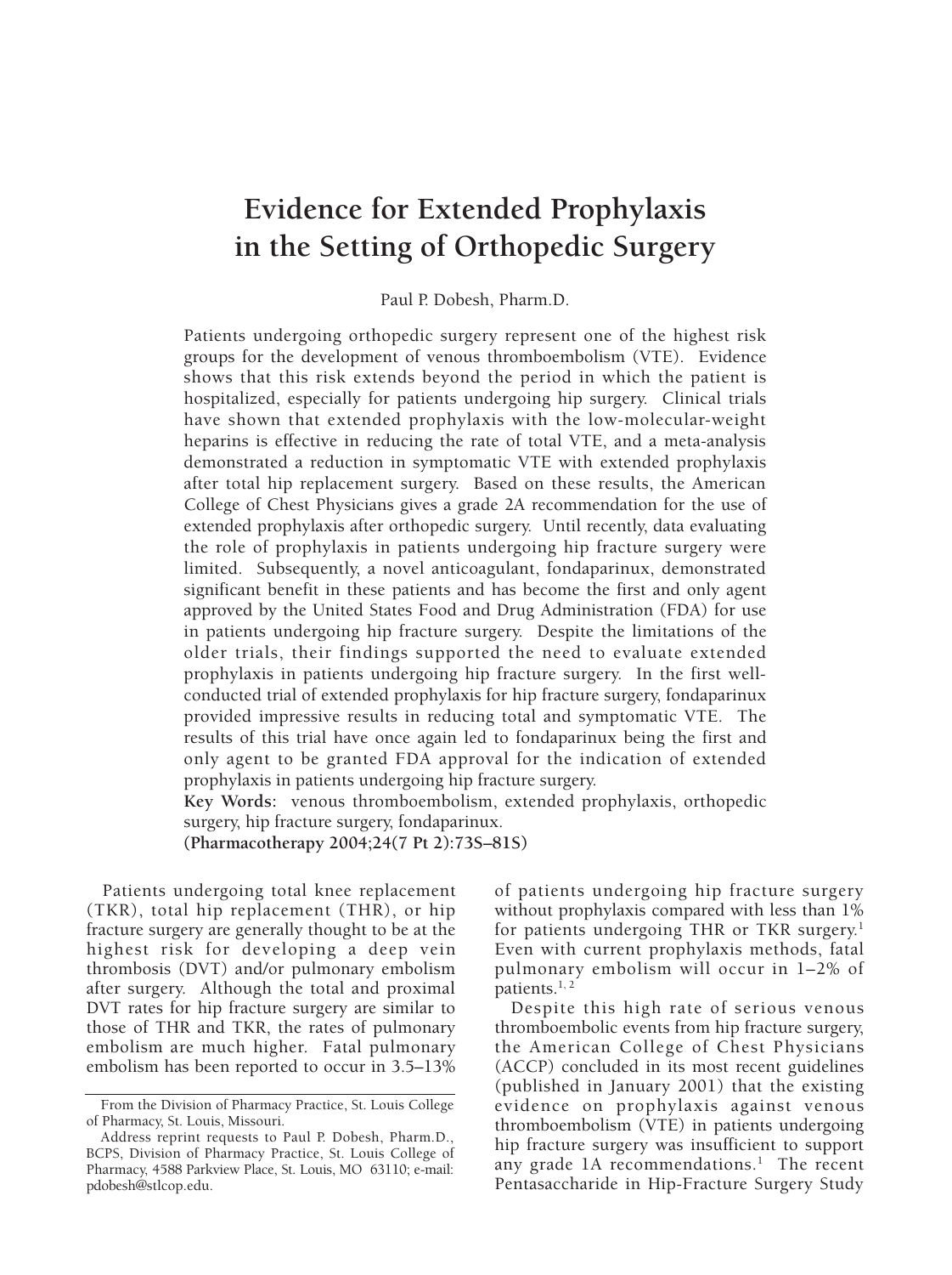# Evidence for Extended Prophylaxis in the Setting of Orthopedic Surgery

Paul P. Dobesh, Pharm.D.

Patients undergoing orthopedic surgery represent one of the highest risk groups for the development of venous thromboembolism (VTE). Evidence shows that this risk extends beyond the period in which the patient is hospitalized, especially for patients undergoing hip surgery. Clinical trials have shown that extended prophylaxis with the low-molecular-weight heparins is effective in reducing the rate of total VTE, and a meta-analysis demonstrated a reduction in symptomatic VTE with extended prophylaxis after total hip replacement surgery. Based on these results, the American College of Chest Physicians gives a grade 2A recommendation for the use of extended prophylaxis after orthopedic surgery. Until recently, data evaluating the role of prophylaxis in patients undergoing hip fracture surgery were limited. Subsequently, a novel anticoagulant, fondaparinux, demonstrated significant benefit in these patients and has become the first and only agent approved by the United States Food and Drug Administration (FDA) for use in patients undergoing hip fracture surgery. Despite the limitations of the older trials, their findings supported the need to evaluate extended prophylaxis in patients undergoing hip fracture surgery. In the first well-conducted trial of extended prophylaxis for hip fracture surgery, fondaparinux provided impressive results in reducing total and symptomatic VTE. The results of this trial have once again led to fondaparinux being the first and only agent to be granted FDA approval for the indication of extended prophylaxis in patients undergoing hip fracture surgery.

**Key Words:** venous thromboembolism, extended prophylaxis, orthopedic surgery, hip fracture surgery, fondaparinux.

**(Pharmacotherapy 2004;24(7 Pt 2):73S–81S)**

Patients undergoing total knee replacement (TKR), total hip replacement (THR), or hip fracture surgery are generally thought to be at the highest risk for developing a deep vein thrombosis (DVT) and/or pulmonary embolism after surgery. Although the total and proximal DVT rates for hip fracture surgery are similar to those of THR and TKR, the rates of pulmonary embolism are much higher. Fatal pulmonary embolism has been reported to occur in 3.5–13% of patients undergoing hip fracture surgery without prophylaxis compared with less than 1% for patients undergoing THR or TKR surgery.[1] Even with current prophylaxis methods, fatal pulmonary embolism will occur in 1–2% of patients.[1, 2]

Despite this high rate of serious venous thromboembolic events from hip fracture surgery, the American College of Chest Physicians (ACCP) concluded in its most recent guidelines (published in January 2001) that the existing evidence on prophylaxis against venous thromboembolism (VTE) in patients undergoing hip fracture surgery was insufficient to support any grade 1A recommendations.[1] The recent Pentasaccharide in Hip-Fracture Surgery Study

From the Division of Pharmacy Practice, St. Louis College of Pharmacy, St. Louis, Missouri.

Address reprint requests to Paul P. Dobesh, Pharm.D., BCPS, Division of Pharmacy Practice, St. Louis College of Pharmacy, 4588 Parkview Place, St. Louis, MO 63110; e-mail: pdobesh@stlcop.edu.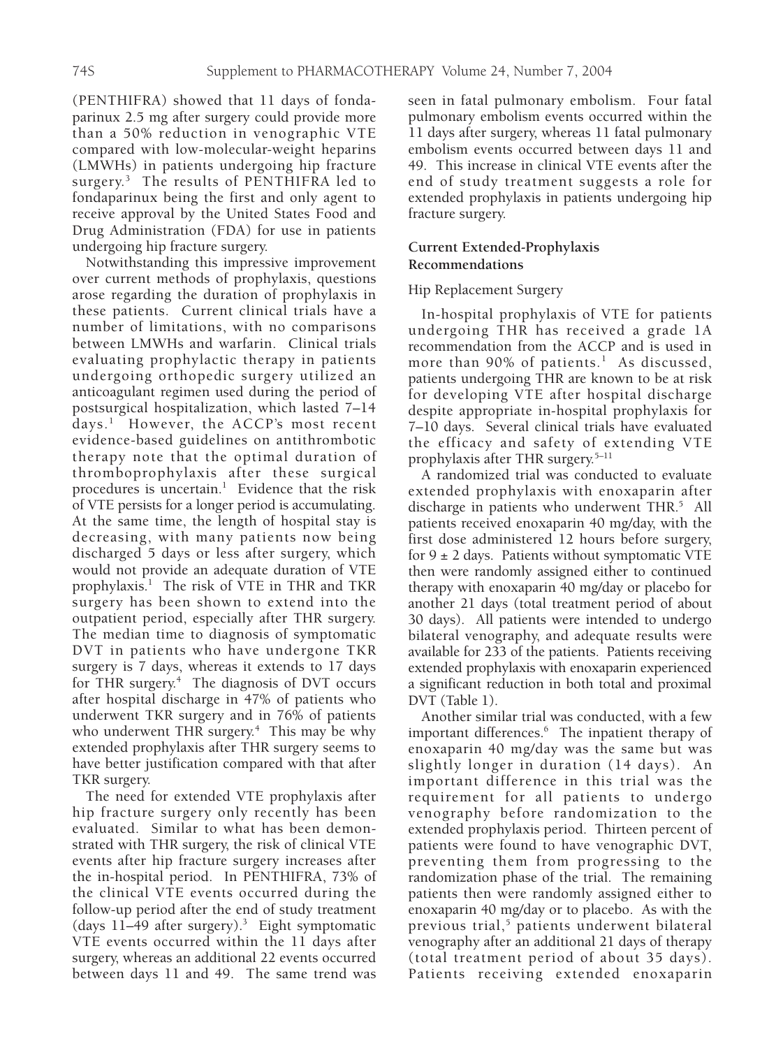(PENTHIFRA) showed that 11 days of fondaparinux 2.5 mg after surgery could provide more than a 50% reduction in venographic VTE compared with low-molecular-weight heparins (LMWHs) in patients undergoing hip fracture surgery.[3] The results of PENTHIFRA led to fondaparinux being the first and only agent to receive approval by the United States Food and Drug Administration (FDA) for use in patients undergoing hip fracture surgery.

Notwithstanding this impressive improvement over current methods of prophylaxis, questions arose regarding the duration of prophylaxis in these patients. Current clinical trials have a number of limitations, with no comparisons between LMWHs and warfarin. Clinical trials evaluating prophylactic therapy in patients undergoing orthopedic surgery utilized an anticoagulant regimen used during the period of postsurgical hospitalization, which lasted 7–14 days.[1] However, the ACCP's most recent evidence-based guidelines on antithrombotic therapy note that the optimal duration of thromboprophylaxis after these surgical procedures is uncertain.[1] Evidence that the risk of VTE persists for a longer period is accumulating. At the same time, the length of hospital stay is decreasing, with many patients now being discharged 5 days or less after surgery, which would not provide an adequate duration of VTE prophylaxis.[1] The risk of VTE in THR and TKR surgery has been shown to extend into the outpatient period, especially after THR surgery. The median time to diagnosis of symptomatic DVT in patients who have undergone TKR surgery is 7 days, whereas it extends to 17 days for THR surgery.[4] The diagnosis of DVT occurs after hospital discharge in 47% of patients who underwent TKR surgery and in 76% of patients who underwent THR surgery.[4] This may be why extended prophylaxis after THR surgery seems to have better justification compared with that after TKR surgery.

The need for extended VTE prophylaxis after hip fracture surgery only recently has been evaluated. Similar to what has been demonstrated with THR surgery, the risk of clinical VTE events after hip fracture surgery increases after the in-hospital period. In PENTHIFRA, 73% of the clinical VTE events occurred during the follow-up period after the end of study treatment (days 11–49 after surgery).[3] Eight symptomatic VTE events occurred within the 11 days after surgery, whereas an additional 22 events occurred between days 11 and 49. The same trend was seen in fatal pulmonary embolism. Four fatal pulmonary embolism events occurred within the 11 days after surgery, whereas 11 fatal pulmonary embolism events occurred between days 11 and 49. This increase in clinical VTE events after the end of study treatment suggests a role for extended prophylaxis in patients undergoing hip fracture surgery.

## Current Extended-Prophylaxis Recommendations

### Hip Replacement Surgery

In-hospital prophylaxis of VTE for patients undergoing THR has received a grade 1A recommendation from the ACCP and is used in more than 90% of patients.[1] As discussed, patients undergoing THR are known to be at risk for developing VTE after hospital discharge despite appropriate in-hospital prophylaxis for 7–10 days. Several clinical trials have evaluated the efficacy and safety of extending VTE prophylaxis after THR surgery.[5–11]

A randomized trial was conducted to evaluate extended prophylaxis with enoxaparin after discharge in patients who underwent THR.[5] All patients received enoxaparin 40 mg/day, with the first dose administered 12 hours before surgery, for $9 \pm 2$ days. Patients without symptomatic VTE then were randomly assigned either to continued therapy with enoxaparin 40 mg/day or placebo for another 21 days (total treatment period of about 30 days). All patients were intended to undergo bilateral venography, and adequate results were available for 233 of the patients. Patients receiving extended prophylaxis with enoxaparin experienced a significant reduction in both total and proximal DVT (Table 1).

Another similar trial was conducted, with a few important differences.[6] The inpatient therapy of enoxaparin 40 mg/day was the same but was slightly longer in duration (14 days). An important difference in this trial was the requirement for all patients to undergo venography before randomization to the extended prophylaxis period. Thirteen percent of patients were found to have venographic DVT, preventing them from progressing to the randomization phase of the trial. The remaining patients then were randomly assigned either to enoxaparin 40 mg/day or to placebo. As with the previous trial,[5] patients underwent bilateral venography after an additional 21 days of therapy (total treatment period of about 35 days). Patients receiving extended enoxaparin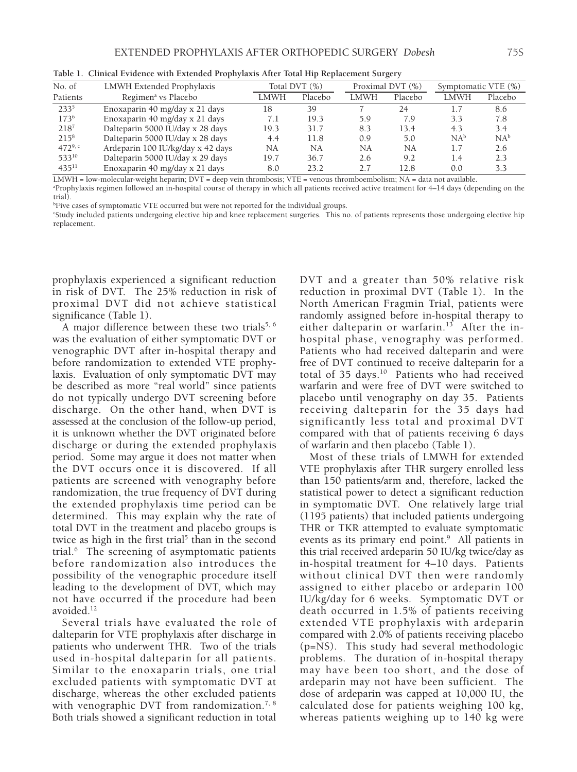**Table 1. Clinical Evidence with Extended Prophylaxis After Total Hip Replacement Surgery**

| No. of Patients | LMWH Extended Prophylaxis Regimen[a] vs Placebo | Total DVT (%) | | Proximal DVT (%) | | Symptomatic VTE (%) | |
|---|---|---|---|---|---|---|---|
| | | LMWH | Placebo | LMWH | Placebo | LMWH | Placebo |
| 233[5] | Enoxaparin 40 mg/day x 21 days | 18 | 39 | 7 | 24 | 1.7 | 8.6 |
| 173[6] | Enoxaparin 40 mg/day x 21 days | 7.1 | 19.3 | 5.9 | 7.9 | 3.3 | 7.8 |
| 218[7] | Dalteparin 5000 IU/day x 28 days | 19.3 | 31.7 | 8.3 | 13.4 | 4.3 | 3.4 |
| 215[8] | Dalteparin 5000 IU/day x 28 days | 4.4 | 11.8 | 0.9 | 5.0 | NA[b] | NA[b] |
| 472[9, c] | Ardeparin 100 IU/kg/day x 42 days | NA | NA | NA | NA | 1.7 | 2.6 |
| 533[10] | Dalteparin 5000 IU/day x 29 days | 19.7 | 36.7 | 2.6 | 9.2 | 1.4 | 2.3 |
| 435[11] | Enoxaparin 40 mg/day x 21 days | 8.0 | 23.2 | 2.7 | 12.8 | 0.0 | 3.3 |

LMWH = low-molecular-weight heparin; DVT = deep vein thrombosis; VTE = venous thromboembolism; NA = data not available.

[a]Prophylaxis regimen followed an in-hospital course of therapy in which all patients received active treatment for 4–14 days (depending on the trial).

[b]Five cases of symptomatic VTE occurred but were not reported for the individual groups.

[c]Study included patients undergoing elective hip and knee replacement surgeries. This no. of patients represents those undergoing elective hip replacement.

prophylaxis experienced a significant reduction in risk of DVT. The 25% reduction in risk of proximal DVT did not achieve statistical significance (Table 1).

A major difference between these two trials[5, 6] was the evaluation of either symptomatic DVT or venographic DVT after in-hospital therapy and before randomization to extended VTE prophylaxis. Evaluation of only symptomatic DVT may be described as more "real world" since patients do not typically undergo DVT screening before discharge. On the other hand, when DVT is assessed at the conclusion of the follow-up period, it is unknown whether the DVT originated before discharge or during the extended prophylaxis period. Some may argue it does not matter when the DVT occurs once it is discovered. If all patients are screened with venography before randomization, the true frequency of DVT during the extended prophylaxis time period can be determined. This may explain why the rate of total DVT in the treatment and placebo groups is twice as high in the first trial[5] than in the second trial.[6] The screening of asymptomatic patients before randomization also introduces the possibility of the venographic procedure itself leading to the development of DVT, which may not have occurred if the procedure had been avoided.[12]

Several trials have evaluated the role of dalteparin for VTE prophylaxis after discharge in patients who underwent THR. Two of the trials used in-hospital dalteparin for all patients. Similar to the enoxaparin trials, one trial excluded patients with symptomatic DVT at discharge, whereas the other excluded patients with venographic DVT from randomization.[7, 8] Both trials showed a significant reduction in total DVT and a greater than 50% relative risk reduction in proximal DVT (Table 1). In the North American Fragmin Trial, patients were randomly assigned before in-hospital therapy to either dalteparin or warfarin.[13] After the in-hospital phase, venography was performed. Patients who had received dalteparin and were free of DVT continued to receive dalteparin for a total of 35 days.[10] Patients who had received warfarin and were free of DVT were switched to placebo until venography on day 35. Patients receiving dalteparin for the 35 days had significantly less total and proximal DVT compared with that of patients receiving 6 days of warfarin and then placebo (Table 1).

Most of these trials of LMWH for extended VTE prophylaxis after THR surgery enrolled less than 150 patients/arm and, therefore, lacked the statistical power to detect a significant reduction in symptomatic DVT. One relatively large trial (1195 patients) that included patients undergoing THR or TKR attempted to evaluate symptomatic events as its primary end point.[9] All patients in this trial received ardeparin 50 IU/kg twice/day as in-hospital treatment for 4–10 days. Patients without clinical DVT then were randomly assigned to either placebo or ardeparin 100 IU/kg/day for 6 weeks. Symptomatic DVT or death occurred in 1.5% of patients receiving extended VTE prophylaxis with ardeparin compared with 2.0% of patients receiving placebo (p=NS). This study had several methodologic problems. The duration of in-hospital therapy may have been too short, and the dose of ardeparin may not have been sufficient. The dose of ardeparin was capped at 10,000 IU, the calculated dose for patients weighing 100 kg, whereas patients weighing up to 140 kg were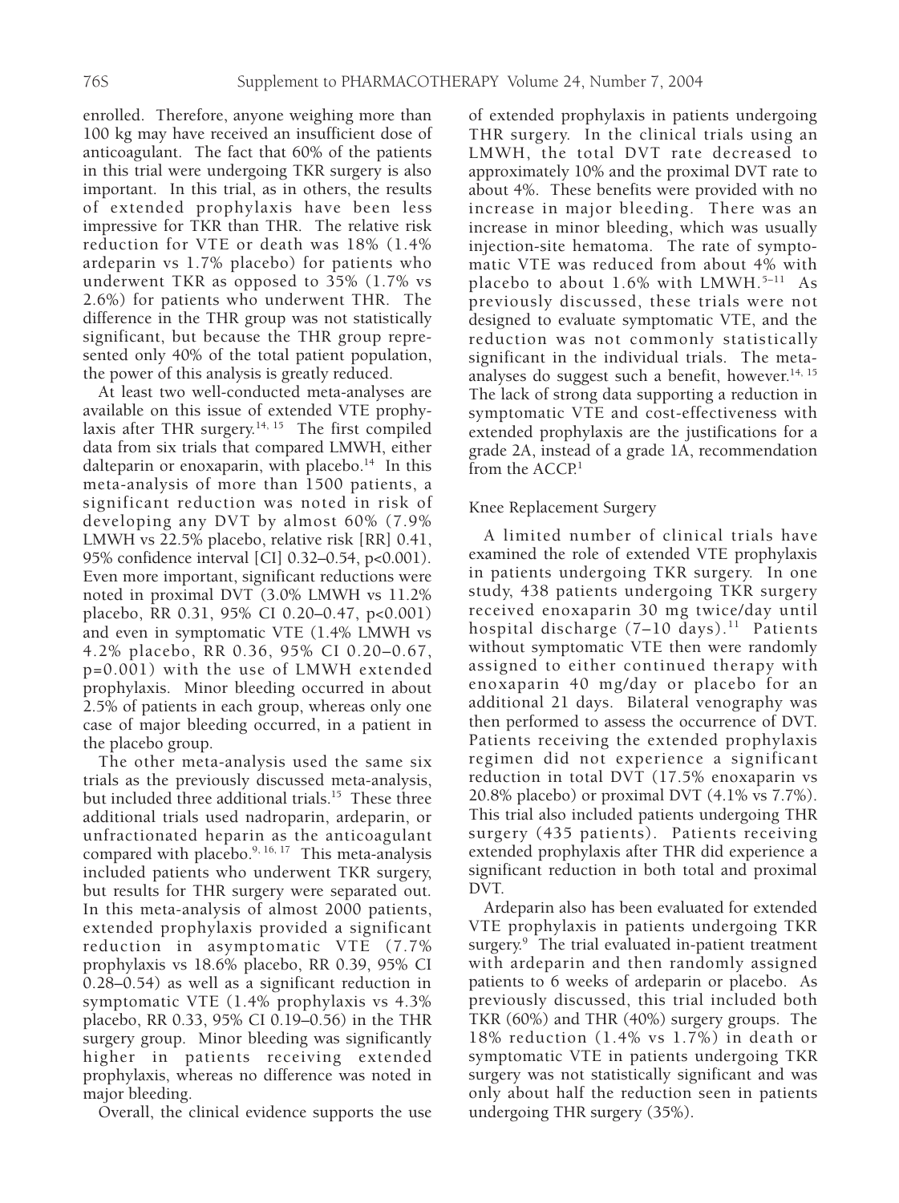enrolled. Therefore, anyone weighing more than 100 kg may have received an insufficient dose of anticoagulant. The fact that 60% of the patients in this trial were undergoing TKR surgery is also important. In this trial, as in others, the results of extended prophylaxis have been less impressive for TKR than THR. The relative risk reduction for VTE or death was 18% (1.4% ardeparin vs 1.7% placebo) for patients who underwent TKR as opposed to 35% (1.7% vs 2.6%) for patients who underwent THR. The difference in the THR group was not statistically significant, but because the THR group represented only 40% of the total patient population, the power of this analysis is greatly reduced.

At least two well-conducted meta-analyses are available on this issue of extended VTE prophylaxis after THR surgery.[14, 15] The first compiled data from six trials that compared LMWH, either dalteparin or enoxaparin, with placebo.[14] In this meta-analysis of more than 1500 patients, a significant reduction was noted in risk of developing any DVT by almost 60% (7.9% LMWH vs 22.5% placebo, relative risk [RR] 0.41, 95% confidence interval [CI] 0.32–0.54, p<0.001). Even more important, significant reductions were noted in proximal DVT (3.0% LMWH vs 11.2% placebo, RR 0.31, 95% CI 0.20–0.47, p<0.001) and even in symptomatic VTE (1.4% LMWH vs 4.2% placebo, RR 0.36, 95% CI 0.20–0.67, p=0.001) with the use of LMWH extended prophylaxis. Minor bleeding occurred in about 2.5% of patients in each group, whereas only one case of major bleeding occurred, in a patient in the placebo group.

The other meta-analysis used the same six trials as the previously discussed meta-analysis, but included three additional trials.[15] These three additional trials used nadroparin, ardeparin, or unfractionated heparin as the anticoagulant compared with placebo.[9, 16, 17] This meta-analysis included patients who underwent TKR surgery, but results for THR surgery were separated out. In this meta-analysis of almost 2000 patients, extended prophylaxis provided a significant reduction in asymptomatic VTE (7.7% prophylaxis vs 18.6% placebo, RR 0.39, 95% CI 0.28–0.54) as well as a significant reduction in symptomatic VTE (1.4% prophylaxis vs 4.3% placebo, RR 0.33, 95% CI 0.19–0.56) in the THR surgery group. Minor bleeding was significantly higher in patients receiving extended prophylaxis, whereas no difference was noted in major bleeding.

Overall, the clinical evidence supports the use of extended prophylaxis in patients undergoing THR surgery. In the clinical trials using an LMWH, the total DVT rate decreased to approximately 10% and the proximal DVT rate to about 4%. These benefits were provided with no increase in major bleeding. There was an increase in minor bleeding, which was usually injection-site hematoma. The rate of symptomatic VTE was reduced from about 4% with placebo to about 1.6% with LMWH.[5–11] As previously discussed, these trials were not designed to evaluate symptomatic VTE, and the reduction was not commonly statistically significant in the individual trials. The meta-analyses do suggest such a benefit, however.[14, 15] The lack of strong data supporting a reduction in symptomatic VTE and cost-effectiveness with extended prophylaxis are the justifications for a grade 2A, instead of a grade 1A, recommendation from the ACCP.[1]

## Knee Replacement Surgery

A limited number of clinical trials have examined the role of extended VTE prophylaxis in patients undergoing TKR surgery. In one study, 438 patients undergoing TKR surgery received enoxaparin 30 mg twice/day until hospital discharge (7–10 days).[11] Patients without symptomatic VTE then were randomly assigned to either continued therapy with enoxaparin 40 mg/day or placebo for an additional 21 days. Bilateral venography was then performed to assess the occurrence of DVT. Patients receiving the extended prophylaxis regimen did not experience a significant reduction in total DVT (17.5% enoxaparin vs 20.8% placebo) or proximal DVT (4.1% vs 7.7%). This trial also included patients undergoing THR surgery (435 patients). Patients receiving extended prophylaxis after THR did experience a significant reduction in both total and proximal DVT.

Ardeparin also has been evaluated for extended VTE prophylaxis in patients undergoing TKR surgery.[9] The trial evaluated in-patient treatment with ardeparin and then randomly assigned patients to 6 weeks of ardeparin or placebo. As previously discussed, this trial included both TKR (60%) and THR (40%) surgery groups. The 18% reduction (1.4% vs 1.7%) in death or symptomatic VTE in patients undergoing TKR surgery was not statistically significant and was only about half the reduction seen in patients undergoing THR surgery (35%).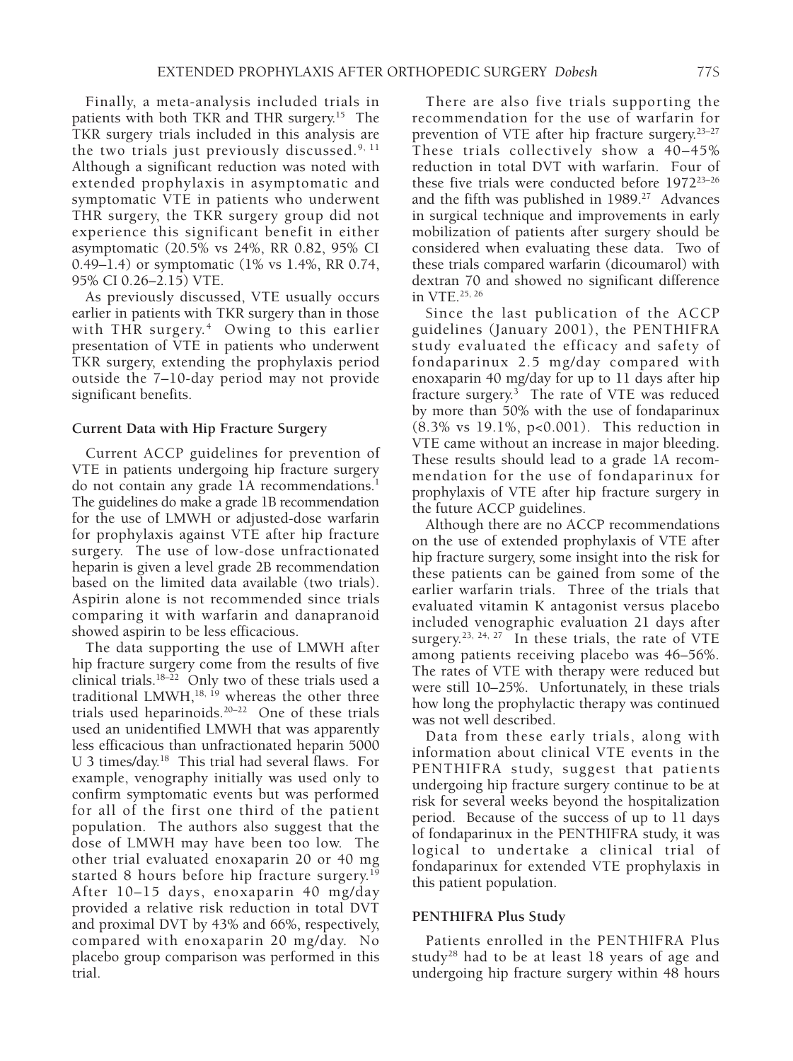Finally, a meta-analysis included trials in patients with both TKR and THR surgery.[15] The TKR surgery trials included in this analysis are the two trials just previously discussed.[9, 11] Although a significant reduction was noted with extended prophylaxis in asymptomatic and symptomatic VTE in patients who underwent THR surgery, the TKR surgery group did not experience this significant benefit in either asymptomatic (20.5% vs 24%, RR 0.82, 95% CI 0.49–1.4) or symptomatic (1% vs 1.4%, RR 0.74, 95% CI 0.26–2.15) VTE.

As previously discussed, VTE usually occurs earlier in patients with TKR surgery than in those with THR surgery.[4] Owing to this earlier presentation of VTE in patients who underwent TKR surgery, extending the prophylaxis period outside the 7–10-day period may not provide significant benefits.

### Current Data with Hip Fracture Surgery

Current ACCP guidelines for prevention of VTE in patients undergoing hip fracture surgery do not contain any grade 1A recommendations.[1] The guidelines do make a grade 1B recommendation for the use of LMWH or adjusted-dose warfarin for prophylaxis against VTE after hip fracture surgery. The use of low-dose unfractionated heparin is given a level grade 2B recommendation based on the limited data available (two trials). Aspirin alone is not recommended since trials comparing it with warfarin and danapranoid showed aspirin to be less efficacious.

The data supporting the use of LMWH after hip fracture surgery come from the results of five clinical trials.[18–22] Only two of these trials used a traditional LMWH,[18, 19] whereas the other three trials used heparinoids.[20–22] One of these trials used an unidentified LMWH that was apparently less efficacious than unfractionated heparin 5000 U 3 times/day.[18] This trial had several flaws. For example, venography initially was used only to confirm symptomatic events but was performed for all of the first one third of the patient population. The authors also suggest that the dose of LMWH may have been too low. The other trial evaluated enoxaparin 20 or 40 mg started 8 hours before hip fracture surgery.[19] After 10–15 days, enoxaparin 40 mg/day provided a relative risk reduction in total DVT and proximal DVT by 43% and 66%, respectively, compared with enoxaparin 20 mg/day. No placebo group comparison was performed in this trial.

There are also five trials supporting the recommendation for the use of warfarin for prevention of VTE after hip fracture surgery.[23–27] These trials collectively show a 40–45% reduction in total DVT with warfarin. Four of these five trials were conducted before 1972[23–26] and the fifth was published in 1989.[27] Advances in surgical technique and improvements in early mobilization of patients after surgery should be considered when evaluating these data. Two of these trials compared warfarin (dicoumarol) with dextran 70 and showed no significant difference in VTE.[25, 26]

Since the last publication of the ACCP guidelines (January 2001), the PENTHIFRA study evaluated the efficacy and safety of fondaparinux 2.5 mg/day compared with enoxaparin 40 mg/day for up to 11 days after hip fracture surgery.[3] The rate of VTE was reduced by more than 50% with the use of fondaparinux (8.3% vs 19.1%, $p<0.001$). This reduction in VTE came without an increase in major bleeding. These results should lead to a grade 1A recommendation for the use of fondaparinux for prophylaxis of VTE after hip fracture surgery in the future ACCP guidelines.

Although there are no ACCP recommendations on the use of extended prophylaxis of VTE after hip fracture surgery, some insight into the risk for these patients can be gained from some of the earlier warfarin trials. Three of the trials that evaluated vitamin K antagonist versus placebo included venographic evaluation 21 days after surgery.[23, 24, 27] In these trials, the rate of VTE among patients receiving placebo was 46–56%. The rates of VTE with therapy were reduced but were still 10–25%. Unfortunately, in these trials how long the prophylactic therapy was continued was not well described.

Data from these early trials, along with information about clinical VTE events in the PENTHIFRA study, suggest that patients undergoing hip fracture surgery continue to be at risk for several weeks beyond the hospitalization period. Because of the success of up to 11 days of fondaparinux in the PENTHIFRA study, it was logical to undertake a clinical trial of fondaparinux for extended VTE prophylaxis in this patient population.

### PENTHIFRA Plus Study

Patients enrolled in the PENTHIFRA Plus study[28] had to be at least 18 years of age and undergoing hip fracture surgery within 48 hours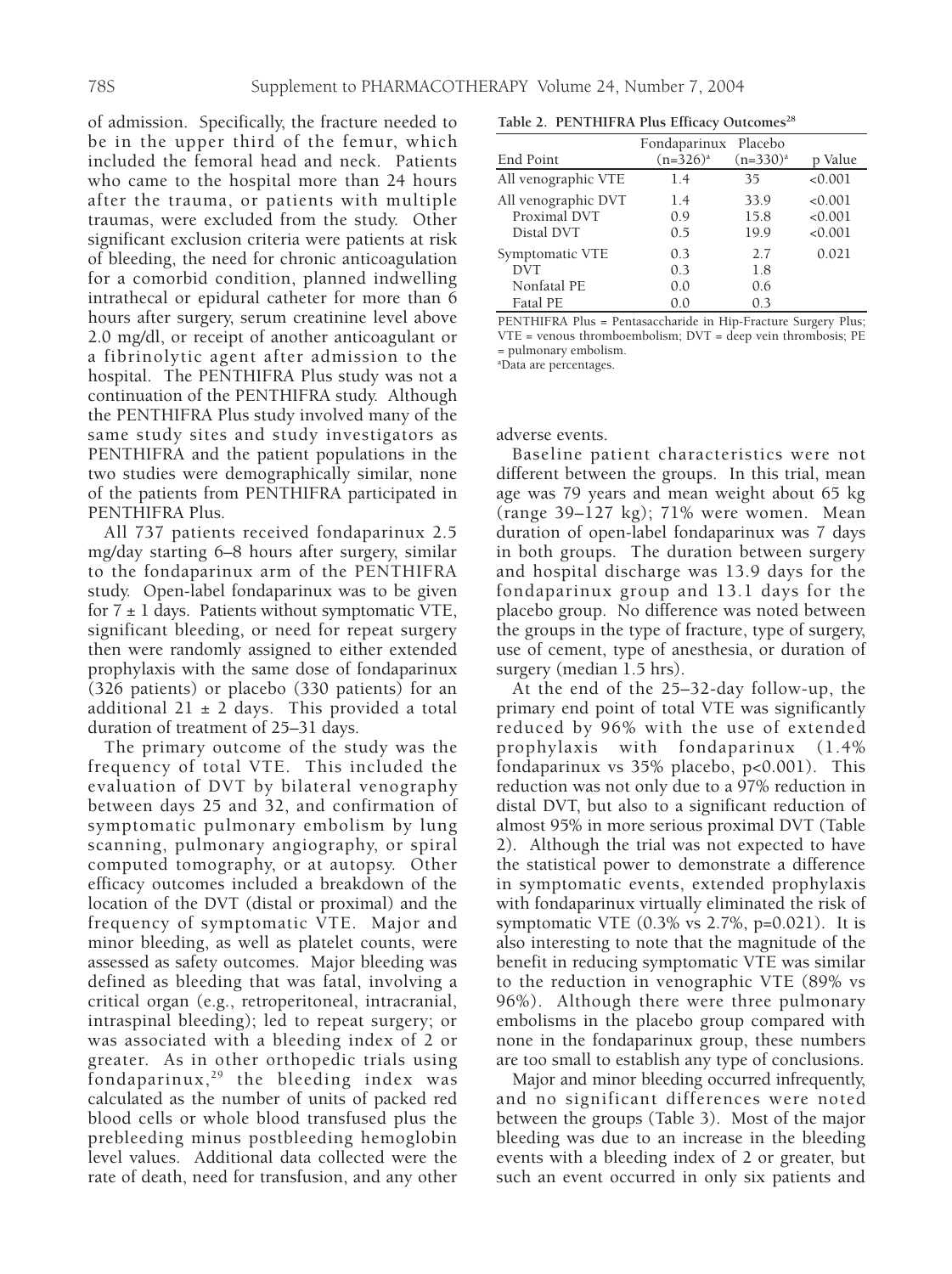of admission. Specifically, the fracture needed to be in the upper third of the femur, which included the femoral head and neck. Patients who came to the hospital more than 24 hours after the trauma, or patients with multiple traumas, were excluded from the study. Other significant exclusion criteria were patients at risk of bleeding, the need for chronic anticoagulation for a comorbid condition, planned indwelling intrathecal or epidural catheter for more than 6 hours after surgery, serum creatinine level above 2.0 mg/dl, or receipt of another anticoagulant or a fibrinolytic agent after admission to the hospital. The PENTHIFRA Plus study was not a continuation of the PENTHIFRA study. Although the PENTHIFRA Plus study involved many of the same study sites and study investigators as PENTHIFRA and the patient populations in the two studies were demographically similar, none of the patients from PENTHIFRA participated in PENTHIFRA Plus.

All 737 patients received fondaparinux 2.5 mg/day starting 6–8 hours after surgery, similar to the fondaparinux arm of the PENTHIFRA study. Open-label fondaparinux was to be given for 7 ± 1 days. Patients without symptomatic VTE, significant bleeding, or need for repeat surgery then were randomly assigned to either extended prophylaxis with the same dose of fondaparinux (326 patients) or placebo (330 patients) for an additional 21 ± 2 days. This provided a total duration of treatment of 25–31 days.

The primary outcome of the study was the frequency of total VTE. This included the evaluation of DVT by bilateral venography between days 25 and 32, and confirmation of symptomatic pulmonary embolism by lung scanning, pulmonary angiography, or spiral computed tomography, or at autopsy. Other efficacy outcomes included a breakdown of the location of the DVT (distal or proximal) and the frequency of symptomatic VTE. Major and minor bleeding, as well as platelet counts, were assessed as safety outcomes. Major bleeding was defined as bleeding that was fatal, involving a critical organ (e.g., retroperitoneal, intracranial, intraspinal bleeding); led to repeat surgery; or was associated with a bleeding index of 2 or greater. As in other orthopedic trials using fondaparinux,[29] the bleeding index was calculated as the number of units of packed red blood cells or whole blood transfused plus the prebleeding minus postbleeding hemoglobin level values. Additional data collected were the rate of death, need for transfusion, and any other adverse events.

**Table 2. PENTHIFRA Plus Efficacy Outcomes[28]**

| End Point | Fondaparinux (n=326)[a] | Placebo (n=330)[a] | p Value |
|---|---|---|---|
| All venographic VTE | 1.4 | 35 | <0.001 |
| All venographic DVT | 1.4 | 33.9 | <0.001 |
| Proximal DVT | 0.9 | 15.8 | <0.001 |
| Distal DVT | 0.5 | 19.9 | <0.001 |
| Symptomatic VTE | 0.3 | 2.7 | 0.021 |
| DVT | 0.3 | 1.8 | |
| Nonfatal PE | 0.0 | 0.6 | |
| Fatal PE | 0.0 | 0.3 | |

PENTHIFRA Plus = Pentasaccharide in Hip-Fracture Surgery Plus; VTE = venous thromboembolism; DVT = deep vein thrombosis; PE = pulmonary embolism.
[a]Data are percentages.

Baseline patient characteristics were not different between the groups. In this trial, mean age was 79 years and mean weight about 65 kg (range 39–127 kg); 71% were women. Mean duration of open-label fondaparinux was 7 days in both groups. The duration between surgery and hospital discharge was 13.9 days for the fondaparinux group and 13.1 days for the placebo group. No difference was noted between the groups in the type of fracture, type of surgery, use of cement, type of anesthesia, or duration of surgery (median 1.5 hrs).

At the end of the 25–32-day follow-up, the primary end point of total VTE was significantly reduced by 96% with the use of extended prophylaxis with fondaparinux (1.4% fondaparinux vs 35% placebo, p<0.001). This reduction was not only due to a 97% reduction in distal DVT, but also to a significant reduction of almost 95% in more serious proximal DVT (Table 2). Although the trial was not expected to have the statistical power to demonstrate a difference in symptomatic events, extended prophylaxis with fondaparinux virtually eliminated the risk of symptomatic VTE (0.3% vs 2.7%, p=0.021). It is also interesting to note that the magnitude of the benefit in reducing symptomatic VTE was similar to the reduction in venographic VTE (89% vs 96%). Although there were three pulmonary embolisms in the placebo group compared with none in the fondaparinux group, these numbers are too small to establish any type of conclusions.

Major and minor bleeding occurred infrequently, and no significant differences were noted between the groups (Table 3). Most of the major bleeding was due to an increase in the bleeding events with a bleeding index of 2 or greater, but such an event occurred in only six patients and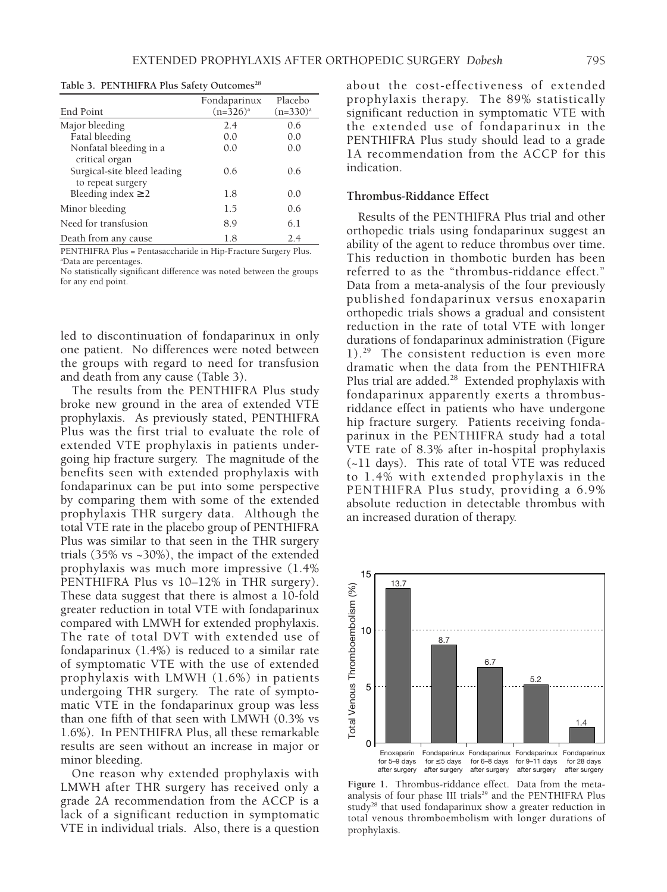**Table 3. PENTHIFRA Plus Safety Outcomes[28]**

| End Point | Fondaparinux (n=326)[a] | Placebo (n=330)[a] |
|---|---|---|
| Major bleeding | 2.4 | 0.6 |
| Fatal bleeding | 0.0 | 0.0 |
| Nonfatal bleeding in a critical organ | 0.0 | 0.0 |
| Surgical-site bleed leading to repeat surgery | 0.6 | 0.6 |
| Bleeding index ≥2 | 1.8 | 0.0 |
| Minor bleeding | 1.5 | 0.6 |
| Need for transfusion | 8.9 | 6.1 |
| Death from any cause | 1.8 | 2.4 |

PENTHIFRA Plus = Pentasaccharide in Hip-Fracture Surgery Plus.
[a]Data are percentages.
No statistically significant difference was noted between the groups for any end point.

led to discontinuation of fondaparinux in only one patient. No differences were noted between the groups with regard to need for transfusion and death from any cause (Table 3).

The results from the PENTHIFRA Plus study broke new ground in the area of extended VTE prophylaxis. As previously stated, PENTHIFRA Plus was the first trial to evaluate the role of extended VTE prophylaxis in patients undergoing hip fracture surgery. The magnitude of the benefits seen with extended prophylaxis with fondaparinux can be put into some perspective by comparing them with some of the extended prophylaxis THR surgery data. Although the total VTE rate in the placebo group of PENTHIFRA Plus was similar to that seen in the THR surgery trials (35% vs ~30%), the impact of the extended prophylaxis was much more impressive (1.4% PENTHIFRA Plus vs 10–12% in THR surgery). These data suggest that there is almost a 10-fold greater reduction in total VTE with fondaparinux compared with LMWH for extended prophylaxis. The rate of total DVT with extended use of fondaparinux (1.4%) is reduced to a similar rate of symptomatic VTE with the use of extended prophylaxis with LMWH (1.6%) in patients undergoing THR surgery. The rate of symptomatic VTE in the fondaparinux group was less than one fifth of that seen with LMWH (0.3% vs 1.6%). In PENTHIFRA Plus, all these remarkable results are seen without an increase in major or minor bleeding.

One reason why extended prophylaxis with LMWH after THR surgery has received only a grade 2A recommendation from the ACCP is a lack of a significant reduction in symptomatic VTE in individual trials. Also, there is a question about the cost-effectiveness of extended prophylaxis therapy. The 89% statistically significant reduction in symptomatic VTE with the extended use of fondaparinux in the PENTHIFRA Plus study should lead to a grade 1A recommendation from the ACCP for this indication.

### Thrombus-Riddance Effect

Results of the PENTHIFRA Plus trial and other orthopedic trials using fondaparinux suggest an ability of the agent to reduce thrombus over time. This reduction in thombotic burden has been referred to as the "thrombus-riddance effect." Data from a meta-analysis of the four previously published fondaparinux versus enoxaparin orthopedic trials shows a gradual and consistent reduction in the rate of total VTE with longer durations of fondaparinux administration (Figure 1).[29] The consistent reduction is even more dramatic when the data from the PENTHIFRA Plus trial are added.[28] Extended prophylaxis with fondaparinux apparently exerts a thrombus-riddance effect in patients who have undergone hip fracture surgery. Patients receiving fondaparinux in the PENTHIFRA study had a total VTE rate of 8.3% after in-hospital prophylaxis (~11 days). This rate of total VTE was reduced to 1.4% with extended prophylaxis in the PENTHIFRA Plus study, providing a 6.9% absolute reduction in detectable thrombus with an increased duration of therapy.

| Group | Total Venous Thromboembolism (%) |
|---|---|
| Enoxaparin for 5–9 days after surgery | 13.7 |
| Fondaparinux for ≤5 days after surgery | 8.7 |
| Fondaparinux for 6–8 days after surgery | 6.7 |
| Fondaparinux for 9–11 days after surgery | 5.2 |
| Fondaparinux for 28 days after surgery | 1.4 |

**Figure 1.** Thrombus-riddance effect. Data from the meta-analysis of four phase III trials[29] and the PENTHIFRA Plus study[28] that used fondaparinux show a greater reduction in total venous thromboembolism with longer durations of prophylaxis.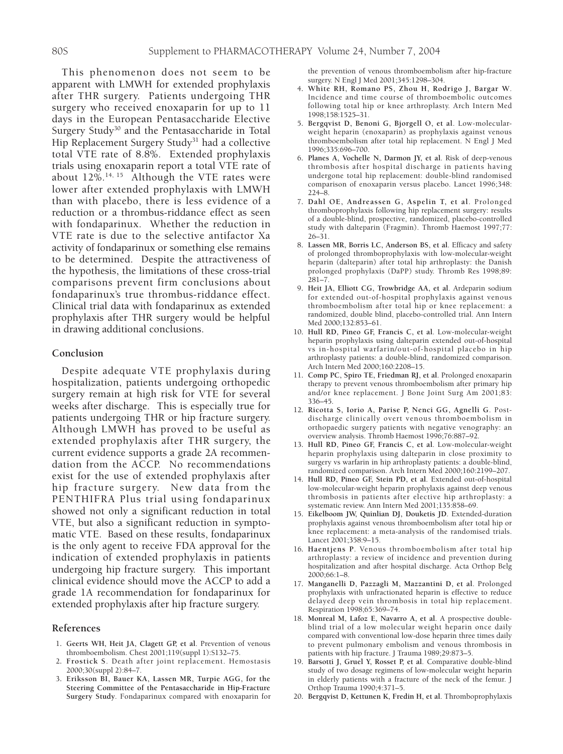This phenomenon does not seem to be apparent with LMWH for extended prophylaxis after THR surgery. Patients undergoing THR surgery who received enoxaparin for up to 11 days in the European Pentasaccharide Elective Surgery Study[30] and the Pentasaccharide in Total Hip Replacement Surgery Study[31] had a collective total VTE rate of 8.8%. Extended prophylaxis trials using enoxaparin report a total VTE rate of about 12%.[14, 15] Although the VTE rates were lower after extended prophylaxis with LMWH than with placebo, there is less evidence of a reduction or a thrombus-riddance effect as seen with fondaparinux. Whether the reduction in VTE rate is due to the selective antifactor Xa activity of fondaparinux or something else remains to be determined. Despite the attractiveness of the hypothesis, the limitations of these cross-trial comparisons prevent firm conclusions about fondaparinux's true thrombus-riddance effect. Clinical trial data with fondaparinux as extended prophylaxis after THR surgery would be helpful in drawing additional conclusions.

## Conclusion

Despite adequate VTE prophylaxis during hospitalization, patients undergoing orthopedic surgery remain at high risk for VTE for several weeks after discharge. This is especially true for patients undergoing THR or hip fracture surgery. Although LMWH has proved to be useful as extended prophylaxis after THR surgery, the current evidence supports a grade 2A recommendation from the ACCP. No recommendations exist for the use of extended prophylaxis after hip fracture surgery. New data from the PENTHIFRA Plus trial using fondaparinux showed not only a significant reduction in total VTE, but also a significant reduction in symptomatic VTE. Based on these results, fondaparinux is the only agent to receive FDA approval for the indication of extended prophylaxis in patients undergoing hip fracture surgery. This important clinical evidence should move the ACCP to add a grade 1A recommendation for fondaparinux for extended prophylaxis after hip fracture surgery.

## References

1. **Geerts WH, Heit JA, Clagett GP, et al**. Prevention of venous thromboembolism. Chest 2001;119(suppl 1):S132–75.
2. **Frostick S**. Death after joint replacement. Hemostasis 2000;30(suppl 2):84–7.
3. **Eriksson BI, Bauer KA, Lassen MR, Turpie AGG, for the Steering Committee of the Pentasaccharide in Hip-Fracture Surgery Study**. Fondaparinux compared with enoxaparin for the prevention of venous thromboembolism after hip-fracture surgery. N Engl J Med 2001;345:1298–304.
4. **White RH, Romano PS, Zhou H, Rodrigo J, Bargar W**. Incidence and time course of thromboembolic outcomes following total hip or knee arthroplasty. Arch Intern Med 1998;158:1525–31.
5. **Bergqvist D, Benoni G, Bjorgell O, et al**. Low-molecular-weight heparin (enoxaparin) as prophylaxis against venous thromboembolism after total hip replacement. N Engl J Med 1996;335:696–700.
6. **Planes A, Vochelle N, Darmon JY, et al**. Risk of deep-venous thrombosis after hospital discharge in patients having undergone total hip replacement: double-blind randomised comparison of enoxaparin versus placebo. Lancet 1996;348: 224–8.
7. **Dahl OE, Andreassen G, Aspelin T, et al**. Prolonged thromboprophylaxis following hip replacement surgery: results of a double-blind, prospective, randomized, placebo-controlled study with dalteparin (Fragmin). Thromb Haemost 1997;77: 26–31.
8. **Lassen MR, Borris LC, Anderson BS, et al**. Efficacy and safety of prolonged thromboprophylaxis with low-molecular-weight heparin (dalteparin) after total hip arthroplasty: the Danish prolonged prophylaxis (DaPP) study. Thromb Res 1998;89: 281–7.
9. **Heit JA, Elliott CG, Trowbridge AA, et al**. Ardeparin sodium for extended out-of-hospital prophylaxis against venous thromboembolism after total hip or knee replacement: a randomized, double blind, placebo-controlled trial. Ann Intern Med 2000;132:853–61.
10. **Hull RD, Pineo GF, Francis C, et al**. Low-molecular-weight heparin prophylaxis using dalteparin extended out-of-hospital vs in-hospital warfarin/out-of-hospital placebo in hip arthroplasty patients: a double-blind, randomized comparison. Arch Intern Med 2000;160:2208–15.
11. **Comp PC, Spiro TE, Friedman RJ, et al**. Prolonged enoxaparin therapy to prevent venous thromboembolism after primary hip and/or knee replacement. J Bone Joint Surg Am 2001;83: 336–45.
12. **Ricotta S, Iorio A, Parise P, Nenci GG, Agnelli G**. Post-discharge clinically overt venous thromboembolism in orthopaedic surgery patients with negative venography: an overview analysis. Thromb Haemost 1996;76:887–92.
13. **Hull RD, Pineo GF, Francis C, et al**. Low-molecular-weight heparin prophylaxis using dalteparin in close proximity to surgery vs warfarin in hip arthroplasty patients: a double-blind, randomized comparison. Arch Intern Med 2000;160:2199–207.
14. **Hull RD, Pineo GF, Stein PD, et al**. Extended out-of-hospital low-molecular-weight heparin prophylaxis against deep venous thrombosis in patients after elective hip arthroplasty: a systematic review. Ann Intern Med 2001;135:858–69.
15. **Eikelboom JW, Quinlian DJ, Douketis JD**. Extended-duration prophylaxis against venous thromboembolism after total hip or knee replacement: a meta-analysis of the randomised trials. Lancet 2001;358:9–15.
16. **Haentjens P**. Venous thromboembolism after total hip arthroplasty: a review of incidence and prevention during hospitalization and after hospital discharge. Acta Orthop Belg 2000;66:1–8.
17. **Manganelli D, Pazzagli M, Mazzantini D, et al**. Prolonged prophylaxis with unfractionated heparin is effective to reduce delayed deep vein thrombosis in total hip replacement. Respiration 1998;65:369–74.
18. **Monreal M, Lafoz E, Navarro A, et al**. A prospective double-blind trial of a low molecular weight heparin once daily compared with conventional low-dose heparin three times daily to prevent pulmonary embolism and venous thrombosis in patients with hip fracture. J Trauma 1989;29:873–5.
19. **Barsotti J, Gruel Y, Rosset P, et al**. Comparative double-blind study of two dosage regimens of low-molecular weight heparin in elderly patients with a fracture of the neck of the femur. J Orthop Trauma 1990;4:371–5.
20. **Bergqvist D, Kettunen K, Fredin H, et al**. Thromboprophylaxis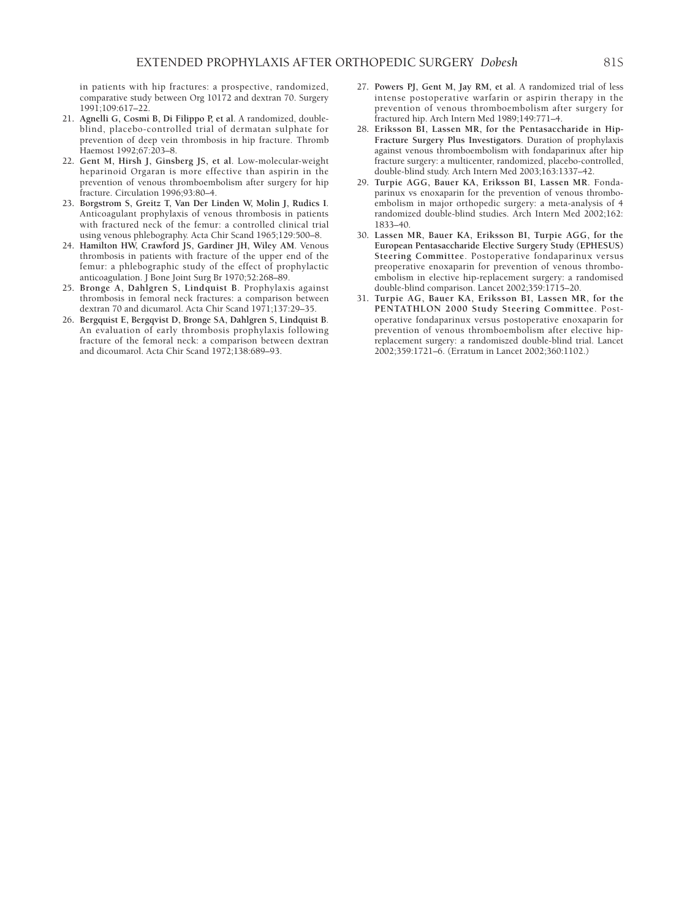in patients with hip fractures: a prospective, randomized, comparative study between Org 10172 and dextran 70. Surgery 1991;109:617–22.

21. **Agnelli G, Cosmi B, Di Filippo P, et al**. A randomized, double-blind, placebo-controlled trial of dermatan sulphate for prevention of deep vein thrombosis in hip fracture. Thromb Haemost 1992;67:203–8.
22. **Gent M, Hirsh J, Ginsberg JS, et al**. Low-molecular-weight heparinoid Orgaran is more effective than aspirin in the prevention of venous thromboembolism after surgery for hip fracture. Circulation 1996;93:80–4.
23. **Borgstrom S, Greitz T, Van Der Linden W, Molin J, Rudics I**. Anticoagulant prophylaxis of venous thrombosis in patients with fractured neck of the femur: a controlled clinical trial using venous phlebography. Acta Chir Scand 1965;129:500–8.
24. **Hamilton HW, Crawford JS, Gardiner JH, Wiley AM**. Venous thrombosis in patients with fracture of the upper end of the femur: a phlebographic study of the effect of prophylactic anticoagulation. J Bone Joint Surg Br 1970;52:268–89.
25. **Bronge A, Dahlgren S, Lindquist B**. Prophylaxis against thrombosis in femoral neck fractures: a comparison between dextran 70 and dicumarol. Acta Chir Scand 1971;137:29–35.
26. **Bergquist E, Bergqvist D, Bronge SA, Dahlgren S, Lindquist B**. An evaluation of early thrombosis prophylaxis following fracture of the femoral neck: a comparison between dextran and dicoumarol. Acta Chir Scand 1972;138:689–93.
27. **Powers PJ, Gent M, Jay RM, et al**. A randomized trial of less intense postoperative warfarin or aspirin therapy in the prevention of venous thromboembolism after surgery for fractured hip. Arch Intern Med 1989;149:771–4.
28. **Eriksson BI, Lassen MR, for the Pentasaccharide in Hip-Fracture Surgery Plus Investigators**. Duration of prophylaxis against venous thromboembolism with fondaparinux after hip fracture surgery: a multicenter, randomized, placebo-controlled, double-blind study. Arch Intern Med 2003;163:1337–42.
29. **Turpie AGG, Bauer KA, Eriksson BI, Lassen MR**. Fondaparinux vs enoxaparin for the prevention of venous thromboembolism in major orthopedic surgery: a meta-analysis of 4 randomized double-blind studies. Arch Intern Med 2002;162: 1833–40.
30. **Lassen MR, Bauer KA, Eriksson BI, Turpie AGG, for the European Pentasaccharide Elective Surgery Study (EPHESUS) Steering Committee**. Postoperative fondaparinux versus preoperative enoxaparin for prevention of venous thromboembolism in elective hip-replacement surgery: a randomised double-blind comparison. Lancet 2002;359:1715–20.
31. **Turpie AG, Bauer KA, Eriksson BI, Lassen MR, for the PENTATHLON 2000 Study Steering Committee**. Postoperative fondaparinux versus postoperative enoxaparin for prevention of venous thromboembolism after elective hip-replacement surgery: a randomiszed double-blind trial. Lancet 2002;359:1721–6. (Erratum in Lancet 2002;360:1102.)